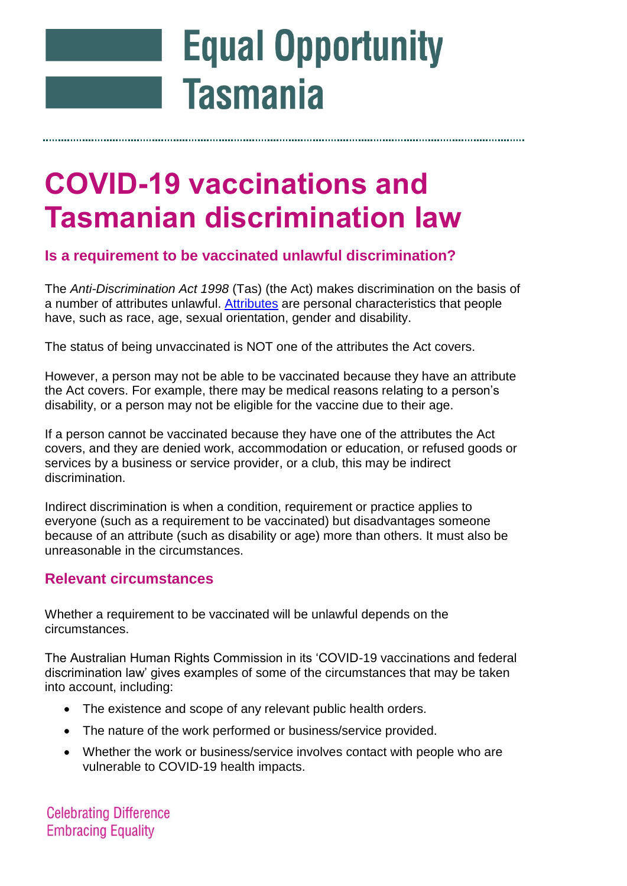# Equal Opportunity Tasmania

# COVID-19 vaccinations and Tasmanian discrimination law

## Is a requirement to be vaccinated unlawful discrimination?

The *Anti-Discrimination Act 1998* (Tas) (the Act) makes discrimination on the basis of a number of attributes unlawful. [Attributes] are personal characteristics that people have, such as race, age, sexual orientation, gender and disability.

The status of being unvaccinated is NOT one of the attributes the Act covers.

However, a person may not be able to be vaccinated because they have an attribute the Act covers. For example, there may be medical reasons relating to a person's disability, or a person may not be eligible for the vaccine due to their age.

If a person cannot be vaccinated because they have one of the attributes the Act covers, and they are denied work, accommodation or education, or refused goods or services by a business or service provider, or a club, this may be indirect discrimination.

Indirect discrimination is when a condition, requirement or practice applies to everyone (such as a requirement to be vaccinated) but disadvantages someone because of an attribute (such as disability or age) more than others. It must also be unreasonable in the circumstances.

## Relevant circumstances

Whether a requirement to be vaccinated will be unlawful depends on the circumstances.

The Australian Human Rights Commission in its 'COVID-19 vaccinations and federal discrimination law' gives examples of some of the circumstances that may be taken into account, including:

- The existence and scope of any relevant public health orders.
- The nature of the work performed or business/service provided.
- Whether the work or business/service involves contact with people who are vulnerable to COVID-19 health impacts.

Celebrating Difference
Embracing Equality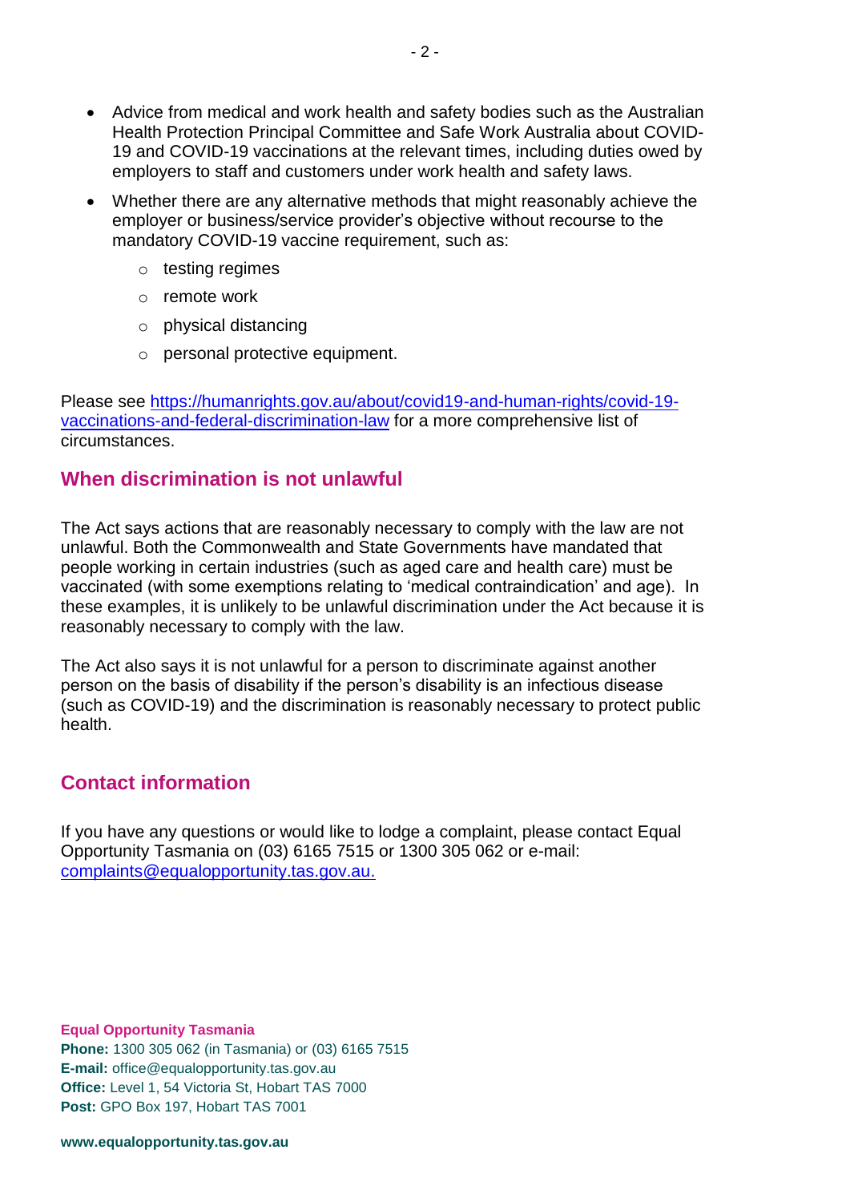- Advice from medical and work health and safety bodies such as the Australian Health Protection Principal Committee and Safe Work Australia about COVID-19 and COVID-19 vaccinations at the relevant times, including duties owed by employers to staff and customers under work health and safety laws.
- Whether there are any alternative methods that might reasonably achieve the employer or business/service provider's objective without recourse to the mandatory COVID-19 vaccine requirement, such as:
  - testing regimes
  - remote work
  - physical distancing
  - personal protective equipment.

Please see [https://humanrights.gov.au/about/covid19-and-human-rights/covid-19-vaccinations-and-federal-discrimination-law](https://humanrights.gov.au/about/covid19-and-human-rights/covid-19-vaccinations-and-federal-discrimination-law) for a more comprehensive list of circumstances.

## When discrimination is not unlawful

The Act says actions that are reasonably necessary to comply with the law are not unlawful. Both the Commonwealth and State Governments have mandated that people working in certain industries (such as aged care and health care) must be vaccinated (with some exemptions relating to 'medical contraindication' and age). In these examples, it is unlikely to be unlawful discrimination under the Act because it is reasonably necessary to comply with the law.

The Act also says it is not unlawful for a person to discriminate against another person on the basis of disability if the person's disability is an infectious disease (such as COVID-19) and the discrimination is reasonably necessary to protect public health.

## Contact information

If you have any questions or would like to lodge a complaint, please contact Equal Opportunity Tasmania on (03) 6165 7515 or 1300 305 062 or e-mail: [complaints@equalopportunity.tas.gov.au.](mailto:complaints@equalopportunity.tas.gov.au)

**Equal Opportunity Tasmania**
**Phone:** 1300 305 062 (in Tasmania) or (03) 6165 7515
**E-mail:** office@equalopportunity.tas.gov.au
**Office:** Level 1, 54 Victoria St, Hobart TAS 7000
**Post:** GPO Box 197, Hobart TAS 7001

**www.equalopportunity.tas.gov.au**